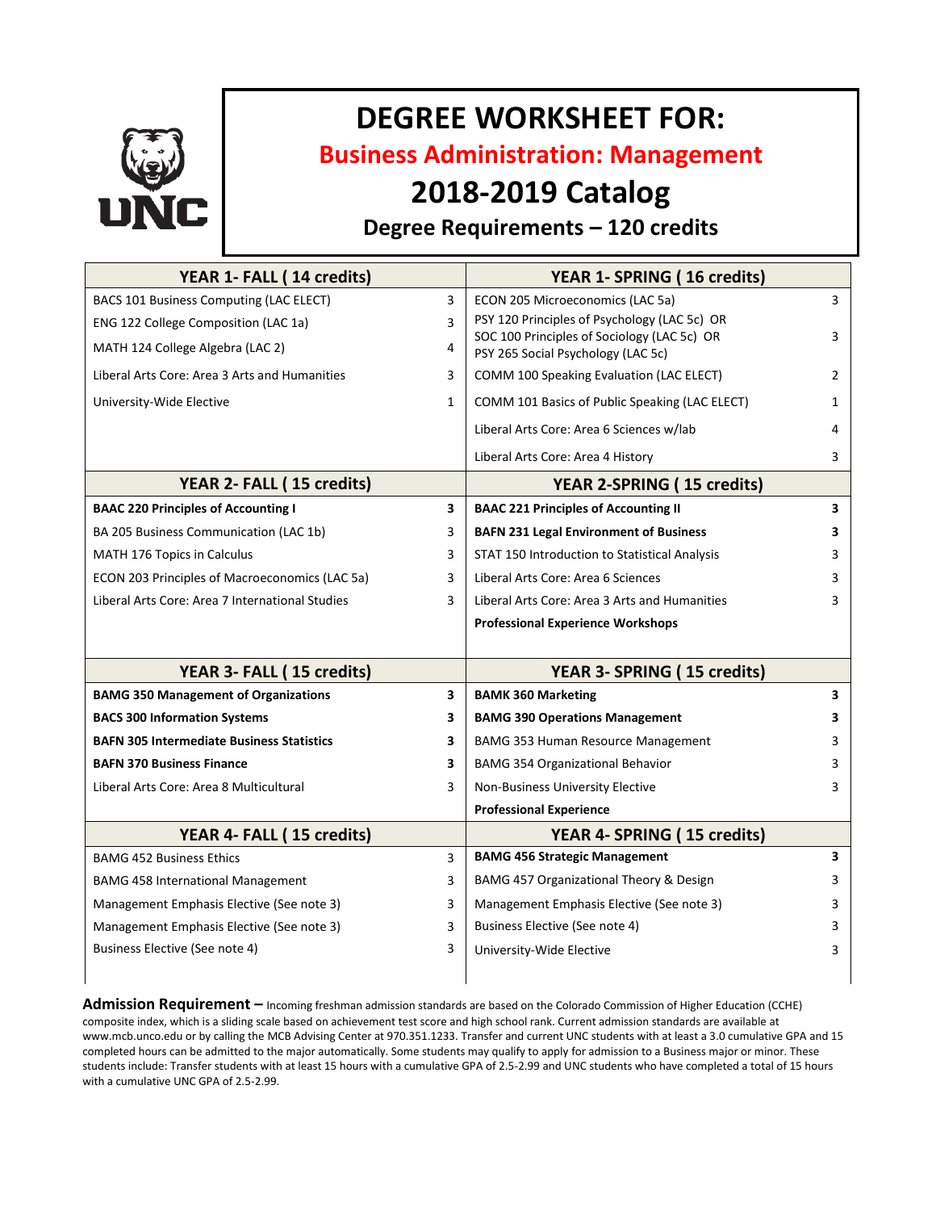# DEGREE WORKSHEET FOR:

## Business Administration: Management

## 2018-2019 Catalog

### Degree Requirements – 120 credits

| YEAR 1- FALL ( 14 credits) | | YEAR 1- SPRING ( 16 credits) | |
|---|---|---|---|
| BACS 101 Business Computing (LAC ELECT) | 3 | ECON 205 Microeconomics (LAC 5a) | 3 |
| ENG 122 College Composition (LAC 1a) | 3 | PSY 120 Principles of Psychology (LAC 5c) OR SOC 100 Principles of Sociology (LAC 5c) OR PSY 265 Social Psychology (LAC 5c) | 3 |
| MATH 124 College Algebra (LAC 2) | 4 | | |
| Liberal Arts Core: Area 3 Arts and Humanities | 3 | COMM 100 Speaking Evaluation (LAC ELECT) | 2 |
| University-Wide Elective | 1 | COMM 101 Basics of Public Speaking (LAC ELECT) | 1 |
| | | Liberal Arts Core: Area 6 Sciences w/lab | 4 |
| | | Liberal Arts Core: Area 4 History | 3 |
| **YEAR 2- FALL ( 15 credits)** | | **YEAR 2-SPRING ( 15 credits)** | |
| **BAAC 220 Principles of Accounting I** | **3** | **BAAC 221 Principles of Accounting II** | **3** |
| BA 205 Business Communication (LAC 1b) | 3 | **BAFN 231 Legal Environment of Business** | **3** |
| MATH 176 Topics in Calculus | 3 | STAT 150 Introduction to Statistical Analysis | 3 |
| ECON 203 Principles of Macroeconomics (LAC 5a) | 3 | Liberal Arts Core: Area 6 Sciences | 3 |
| Liberal Arts Core: Area 7 International Studies | 3 | Liberal Arts Core: Area 3 Arts and Humanities | 3 |
| | | **Professional Experience Workshops** | |
| **YEAR 3- FALL ( 15 credits)** | | **YEAR 3- SPRING ( 15 credits)** | |
| **BAMG 350 Management of Organizations** | **3** | **BAMK 360 Marketing** | **3** |
| **BACS 300 Information Systems** | **3** | **BAMG 390 Operations Management** | **3** |
| **BAFN 305 Intermediate Business Statistics** | **3** | BAMG 353 Human Resource Management | 3 |
| **BAFN 370 Business Finance** | **3** | BAMG 354 Organizational Behavior | 3 |
| Liberal Arts Core: Area 8 Multicultural | 3 | Non-Business University Elective | 3 |
| | | **Professional Experience** | |
| **YEAR 4- FALL ( 15 credits)** | | **YEAR 4- SPRING ( 15 credits)** | |
| BAMG 452 Business Ethics | 3 | **BAMG 456 Strategic Management** | **3** |
| BAMG 458 International Management | 3 | BAMG 457 Organizational Theory & Design | 3 |
| Management Emphasis Elective (See note 3) | 3 | Management Emphasis Elective (See note 3) | 3 |
| Management Emphasis Elective (See note 3) | 3 | Business Elective (See note 4) | 3 |
| Business Elective (See note 4) | 3 | University-Wide Elective | 3 |

**Admission Requirement –** Incoming freshman admission standards are based on the Colorado Commission of Higher Education (CCHE) composite index, which is a sliding scale based on achievement test score and high school rank. Current admission standards are available at www.mcb.unco.edu or by calling the MCB Advising Center at 970.351.1233. Transfer and current UNC students with at least a 3.0 cumulative GPA and 15 completed hours can be admitted to the major automatically. Some students may qualify to apply for admission to a Business major or minor. These students include: Transfer students with at least 15 hours with a cumulative GPA of 2.5-2.99 and UNC students who have completed a total of 15 hours with a cumulative UNC GPA of 2.5-2.99.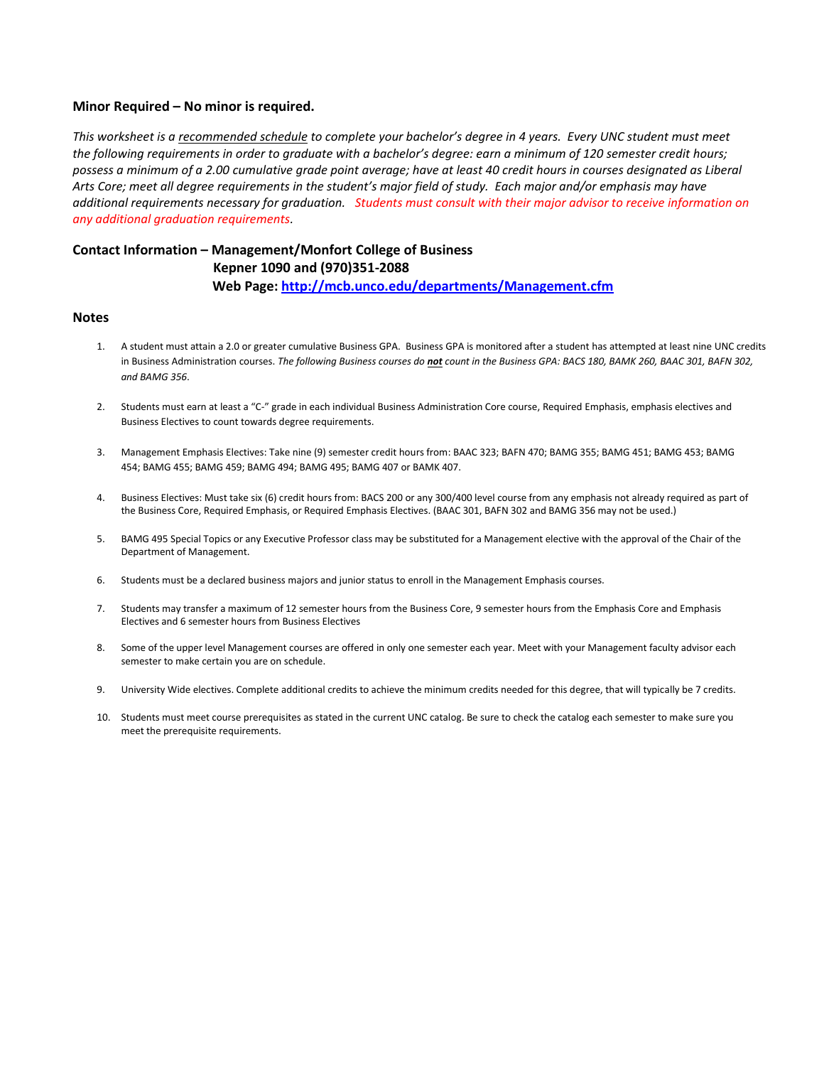**Minor Required – No minor is required.**

*This worksheet is a* *recommended schedule* *to complete your bachelor's degree in 4 years. Every UNC student must meet the following requirements in order to graduate with a bachelor's degree: earn a minimum of 120 semester credit hours; possess a minimum of a 2.00 cumulative grade point average; have at least 40 credit hours in courses designated as Liberal Arts Core; meet all degree requirements in the student's major field of study. Each major and/or emphasis may have additional requirements necessary for graduation. Students must consult with their major advisor to receive information on any additional graduation requirements.*

**Contact Information – Management/Monfort College of Business**
**Kepner 1090 and (970)351-2088**
**Web Page: [http://mcb.unco.edu/departments/Management.cfm](http://mcb.unco.edu/departments/Management.cfm)**

## Notes

1. A student must attain a 2.0 or greater cumulative Business GPA. Business GPA is monitored after a student has attempted at least nine UNC credits in Business Administration courses. *The following Business courses do* ***not*** *count in the Business GPA: BACS 180, BAMK 260, BAAC 301, BAFN 302, and BAMG 356*.

2. Students must earn at least a "C-" grade in each individual Business Administration Core course, Required Emphasis, emphasis electives and Business Electives to count towards degree requirements.

3. Management Emphasis Electives: Take nine (9) semester credit hours from: BAAC 323; BAFN 470; BAMG 355; BAMG 451; BAMG 453; BAMG 454; BAMG 455; BAMG 459; BAMG 494; BAMG 495; BAMG 407 or BAMK 407.

4. Business Electives: Must take six (6) credit hours from: BACS 200 or any 300/400 level course from any emphasis not already required as part of the Business Core, Required Emphasis, or Required Emphasis Electives. (BAAC 301, BAFN 302 and BAMG 356 may not be used.)

5. BAMG 495 Special Topics or any Executive Professor class may be substituted for a Management elective with the approval of the Chair of the Department of Management.

6. Students must be a declared business majors and junior status to enroll in the Management Emphasis courses.

7. Students may transfer a maximum of 12 semester hours from the Business Core, 9 semester hours from the Emphasis Core and Emphasis Electives and 6 semester hours from Business Electives

8. Some of the upper level Management courses are offered in only one semester each year. Meet with your Management faculty advisor each semester to make certain you are on schedule.

9. University Wide electives. Complete additional credits to achieve the minimum credits needed for this degree, that will typically be 7 credits.

10. Students must meet course prerequisites as stated in the current UNC catalog. Be sure to check the catalog each semester to make sure you meet the prerequisite requirements.